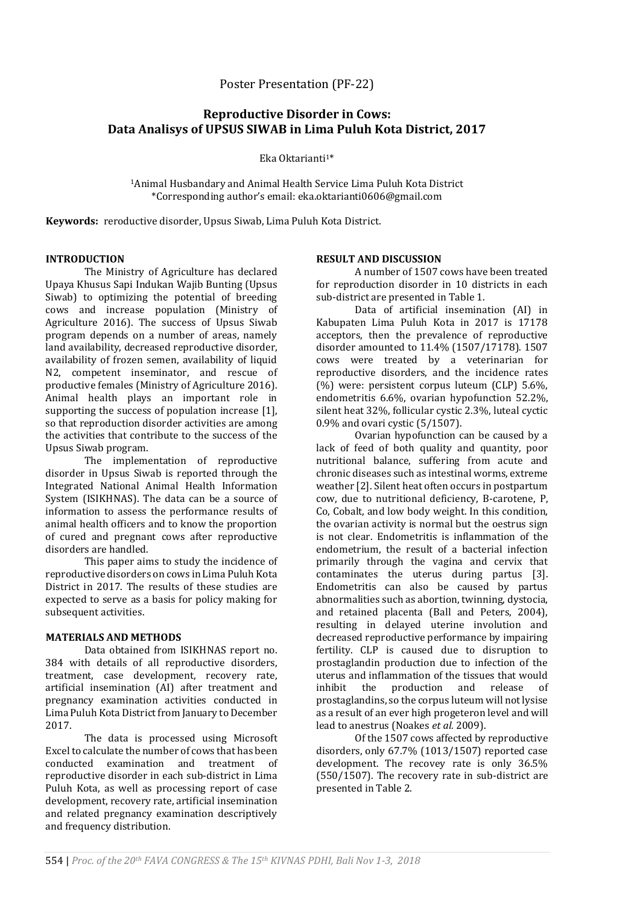Poster Presentation (PF-22)

# Reproductive Disorder in Cows: Data Analisys of UPSUS SIWAB in Lima Puluh Kota District, 2017

Eka Oktarianti[1]*

[1]Animal Husbandary and Animal Health Service Lima Puluh Kota District
*Corresponding author's email: eka.oktarianti0606@gmail.com

**Keywords:** reroductive disorder, Upsus Siwab, Lima Puluh Kota District.

## INTRODUCTION

The Ministry of Agriculture has declared Upaya Khusus Sapi Indukan Wajib Bunting (Upsus Siwab) to optimizing the potential of breeding cows and increase population (Ministry of Agriculture 2016). The success of Upsus Siwab program depends on a number of areas, namely land availability, decreased reproductive disorder, availability of frozen semen, availability of liquid N2, competent inseminator, and rescue of productive females (Ministry of Agriculture 2016). Animal health plays an important role in supporting the success of population increase [1], so that reproduction disorder activities are among the activities that contribute to the success of the Upsus Siwab program.

The implementation of reproductive disorder in Upsus Siwab is reported through the Integrated National Animal Health Information System (ISIKHNAS). The data can be a source of information to assess the performance results of animal health officers and to know the proportion of cured and pregnant cows after reproductive disorders are handled.

This paper aims to study the incidence of reproductive disorders on cows in Lima Puluh Kota District in 2017. The results of these studies are expected to serve as a basis for policy making for subsequent activities.

## MATERIALS AND METHODS

Data obtained from ISIKHNAS report no. 384 with details of all reproductive disorders, treatment, case development, recovery rate, artificial insemination (AI) after treatment and pregnancy examination activities conducted in Lima Puluh Kota District from January to December 2017.

The data is processed using Microsoft Excel to calculate the number of cows that has been conducted examination and treatment of reproductive disorder in each sub-district in Lima Puluh Kota, as well as processing report of case development, recovery rate, artificial insemination and related pregnancy examination descriptively and frequency distribution.

## RESULT AND DISCUSSION

A number of 1507 cows have been treated for reproduction disorder in 10 districts in each sub-district are presented in Table 1.

Data of artificial insemination (AI) in Kabupaten Lima Puluh Kota in 2017 is 17178 acceptors, then the prevalence of reproductive disorder amounted to 11.4% (1507/17178). 1507 cows were treated by a veterinarian for reproductive disorders, and the incidence rates (%) were: persistent corpus luteum (CLP) 5.6%, endometritis 6.6%, ovarian hypofunction 52.2%, silent heat 32%, follicular cystic 2.3%, luteal cyctic 0.9% and ovari cystic (5/1507).

Ovarian hypofunction can be caused by a lack of feed of both quality and quantity, poor nutritional balance, suffering from acute and chronic diseases such as intestinal worms, extreme weather [2]. Silent heat often occurs in postpartum cow, due to nutritional deficiency, B-carotene, P, Co, Cobalt, and low body weight. In this condition, the ovarian activity is normal but the oestrus sign is not clear. Endometritis is inflammation of the endometrium, the result of a bacterial infection primarily through the vagina and cervix that contaminates the uterus during partus [3]. Endometritis can also be caused by partus abnormalities such as abortion, twinning, dystocia, and retained placenta (Ball and Peters, 2004), resulting in delayed uterine involution and decreased reproductive performance by impairing fertility. CLP is caused due to disruption to prostaglandin production due to infection of the uterus and inflammation of the tissues that would inhibit the production and release of prostaglandins, so the corpus luteum will not lysise as a result of an ever high progeteron level and will lead to anestrus (Noakes *et al.* 2009).

Of the 1507 cows affected by reproductive disorders, only 67.7% (1013/1507) reported case development. The recovey rate is only 36.5% (550/1507). The recovery rate in sub-district are presented in Table 2.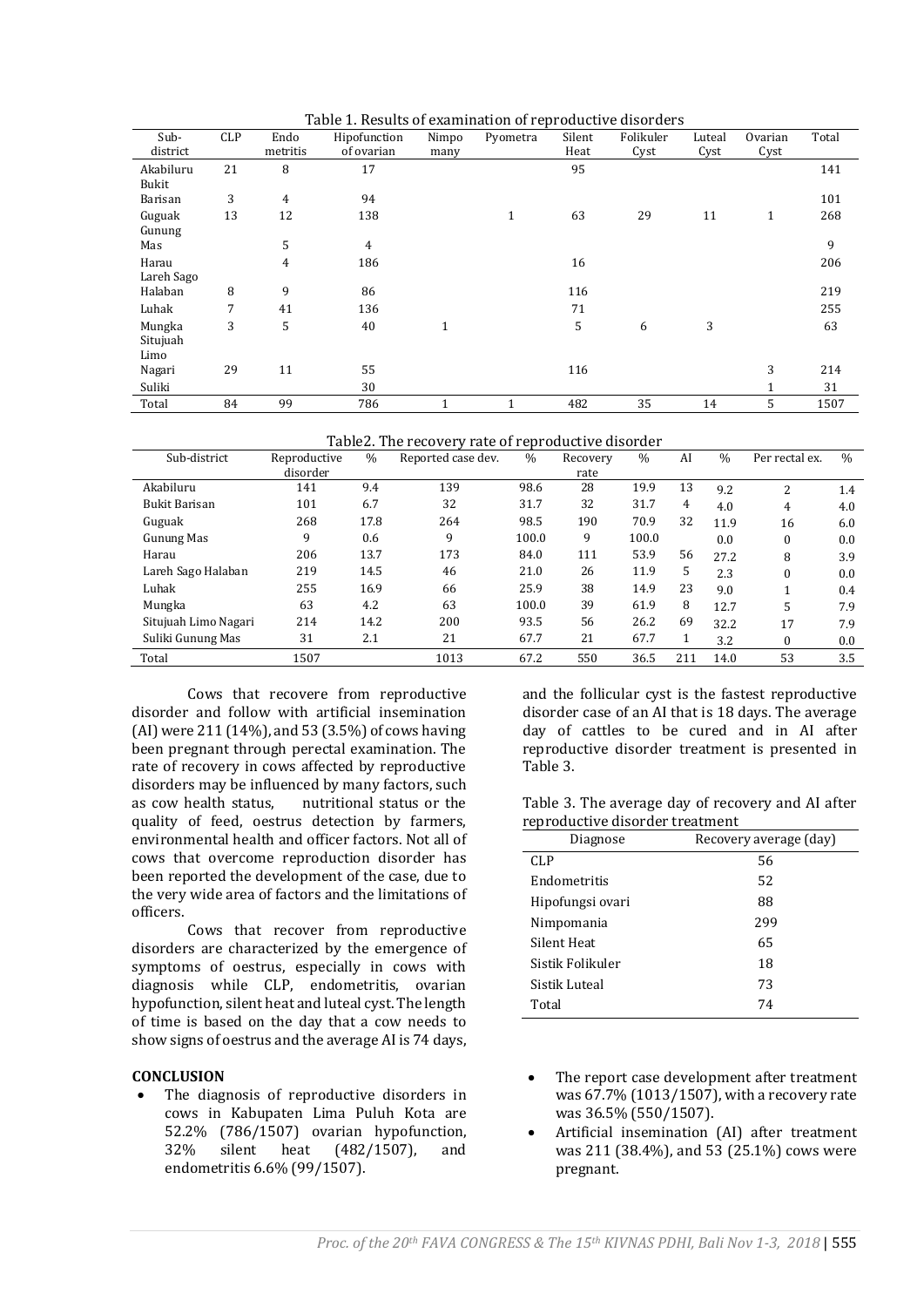Table 1. Results of examination of reproductive disorders

| Sub-district | CLP | Endo metritis | Hipofunction of ovarian | Nimpo many | Pyometra | Silent Heat | Folikuler Cyst | Luteal Cyst | Ovarian Cyst | Total |
|---|---|---|---|---|---|---|---|---|---|---|
| Akabiluru | 21 | 8 | 17 | | | 95 | | | | 141 |
| Bukit Barisan | 3 | 4 | 94 | | | | | | | 101 |
| Guguak | 13 | 12 | 138 | | 1 | 63 | 29 | 11 | 1 | 268 |
| Gunung Mas | | 5 | 4 | | | | | | | 9 |
| Harau | | 4 | 186 | | | 16 | | | | 206 |
| Lareh Sago Halaban | 8 | 9 | 86 | | | 116 | | | | 219 |
| Luhak | 7 | 41 | 136 | | | 71 | | | | 255 |
| Mungka | 3 | 5 | 40 | 1 | | 5 | 6 | 3 | | 63 |
| Situjuah Limo Nagari | 29 | 11 | 55 | | | 116 | | | 3 | 214 |
| Suliki | | | 30 | | | | | | 1 | 31 |
| Total | 84 | 99 | 786 | 1 | 1 | 482 | 35 | 14 | 5 | 1507 |

Table2. The recovery rate of reproductive disorder

| Sub-district | Reproductive disorder | % | Reported case dev. | % | Recovery rate | % | AI | % | Per rectal ex. | % |
|---|---|---|---|---|---|---|---|---|---|---|
| Akabiluru | 141 | 9.4 | 139 | 98.6 | 28 | 19.9 | 13 | 9.2 | 2 | 1.4 |
| Bukit Barisan | 101 | 6.7 | 32 | 31.7 | 32 | 31.7 | 4 | 4.0 | 4 | 4.0 |
| Guguak | 268 | 17.8 | 264 | 98.5 | 190 | 70.9 | 32 | 11.9 | 16 | 6.0 |
| Gunung Mas | 9 | 0.6 | 9 | 100.0 | 9 | 100.0 | | 0.0 | 0 | 0.0 |
| Harau | 206 | 13.7 | 173 | 84.0 | 111 | 53.9 | 56 | 27.2 | 8 | 3.9 |
| Lareh Sago Halaban | 219 | 14.5 | 46 | 21.0 | 26 | 11.9 | 5 | 2.3 | 0 | 0.0 |
| Luhak | 255 | 16.9 | 66 | 25.9 | 38 | 14.9 | 23 | 9.0 | 1 | 0.4 |
| Mungka | 63 | 4.2 | 63 | 100.0 | 39 | 61.9 | 8 | 12.7 | 5 | 7.9 |
| Situjuah Limo Nagari | 214 | 14.2 | 200 | 93.5 | 56 | 26.2 | 69 | 32.2 | 17 | 7.9 |
| Suliki Gunung Mas | 31 | 2.1 | 21 | 67.7 | 21 | 67.7 | 1 | 3.2 | 0 | 0.0 |
| Total | 1507 | | 1013 | 67.2 | 550 | 36.5 | 211 | 14.0 | 53 | 3.5 |

Cows that recovere from reproductive disorder and follow with artificial insemination (AI) were 211 (14%), and 53 (3.5%) of cows having been pregnant through perectal examination. The rate of recovery in cows affected by reproductive disorders may be influenced by many factors, such as cow health status, nutritional status or the quality of feed, oestrus detection by farmers, environmental health and officer factors. Not all of cows that overcome reproduction disorder has been reported the development of the case, due to the very wide area of factors and the limitations of officers.

Cows that recover from reproductive disorders are characterized by the emergence of symptoms of oestrus, especially in cows with diagnosis while CLP, endometritis, ovarian hypofunction, silent heat and luteal cyst. The length of time is based on the day that a cow needs to show signs of oestrus and the average AI is 74 days, and the follicular cyst is the fastest reproductive disorder case of an AI that is 18 days. The average day of cattles to be cured and in AI after reproductive disorder treatment is presented in Table 3.

Table 3. The average day of recovery and AI after reproductive disorder treatment

| Diagnose | Recovery average (day) |
|---|---|
| CLP | 56 |
| Endometritis | 52 |
| Hipofungsi ovari | 88 |
| Nimpomania | 299 |
| Silent Heat | 65 |
| Sistik Folikuler | 18 |
| Sistik Luteal | 73 |
| Total | 74 |

## CONCLUSION

- The diagnosis of reproductive disorders in cows in Kabupaten Lima Puluh Kota are 52.2% (786/1507) ovarian hypofunction, 32% silent heat (482/1507), and endometritis 6.6% (99/1507).
- The report case development after treatment was 67.7% (1013/1507), with a recovery rate was 36.5% (550/1507).
- Artificial insemination (AI) after treatment was 211 (38.4%), and 53 (25.1%) cows were pregnant.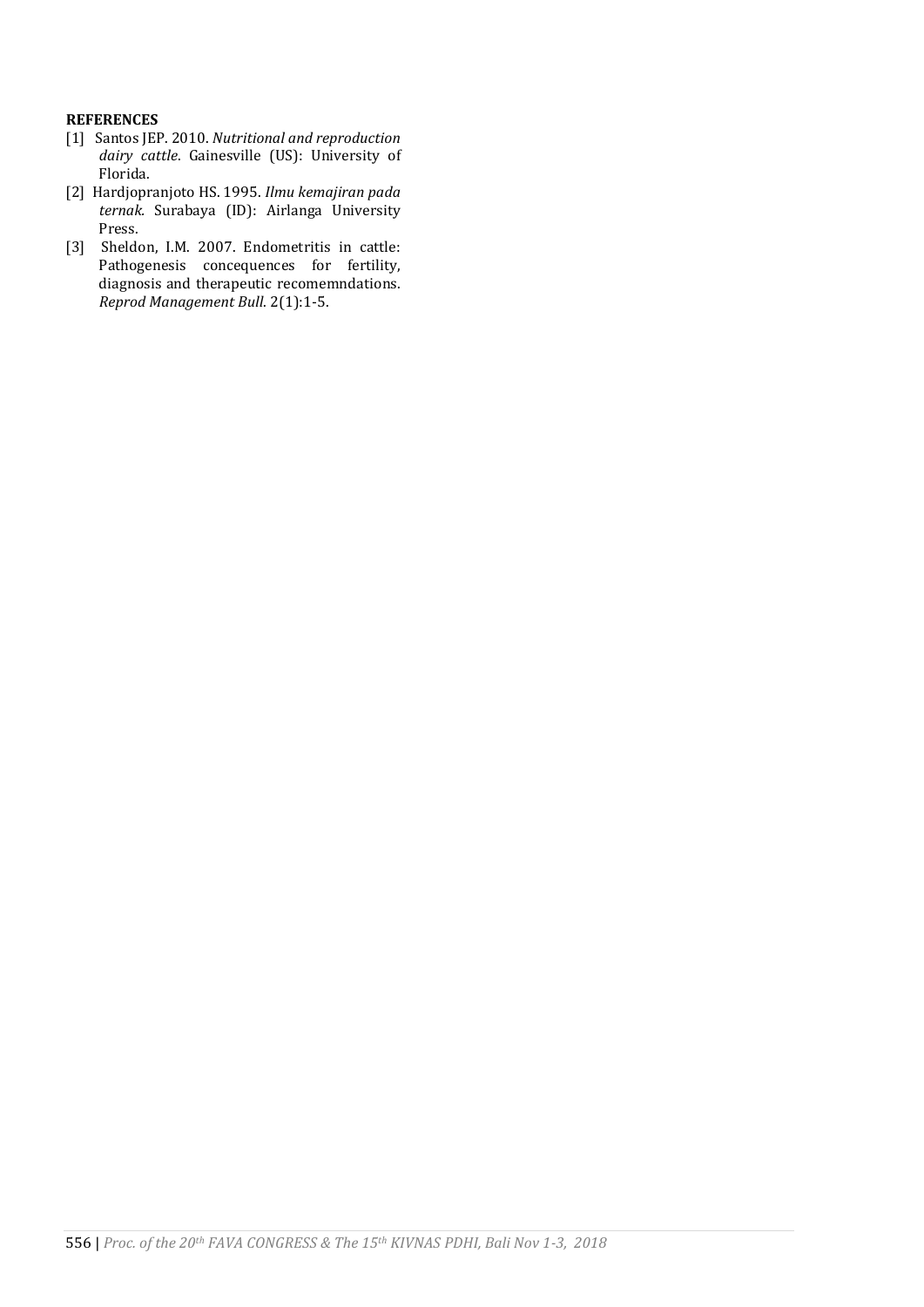**REFERENCES**

[1] Santos JEP. 2010. *Nutritional and reproduction dairy cattle*. Gainesville (US): University of Florida.

[2] Hardjopranjoto HS. 1995. *Ilmu kemajiran pada ternak.* Surabaya (ID): Airlanga University Press.

[3] Sheldon, I.M. 2007. Endometritis in cattle: Pathogenesis concequences for fertility, diagnosis and therapeutic recomemndations. *Reprod Management Bull*. 2(1):1-5.